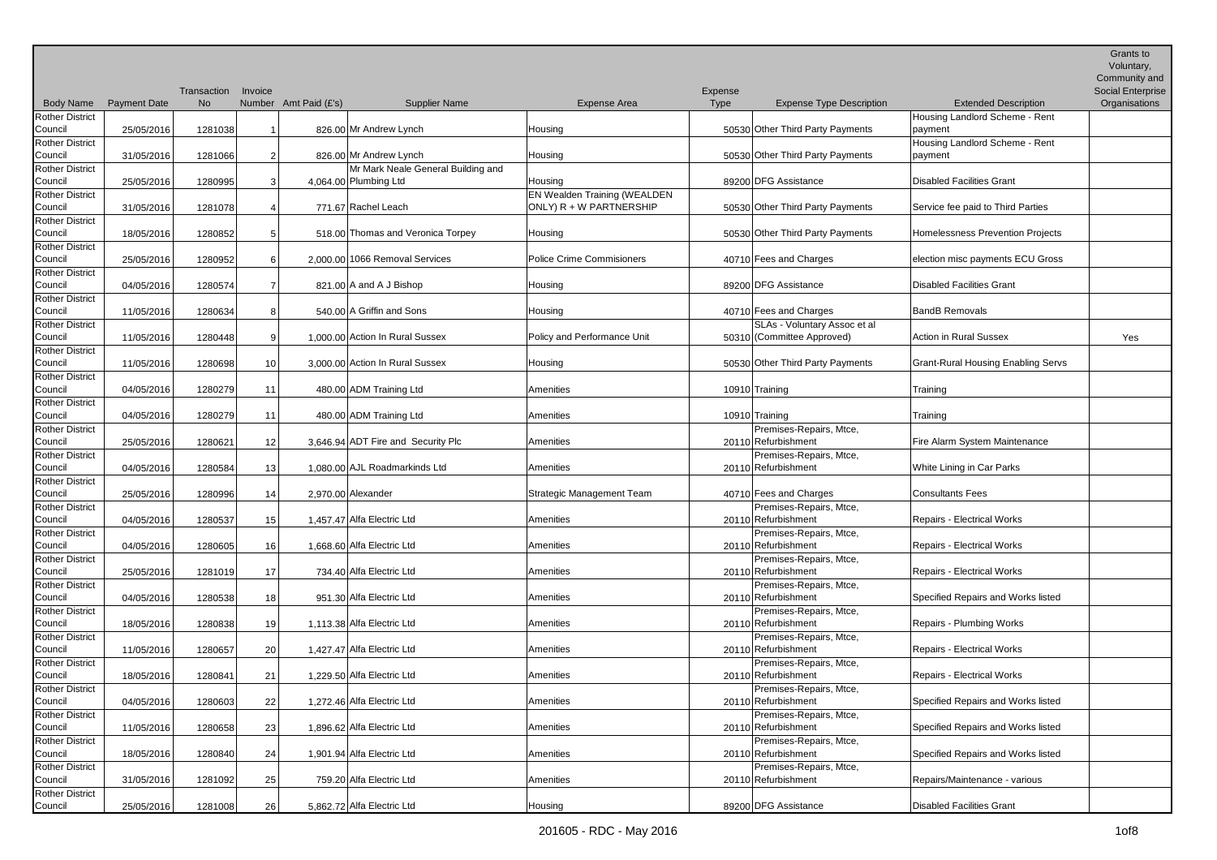| Body Name | Payment Date | Transaction No | Invoice Number | Amt Paid (£'s) | Supplier Name | Expense Area | Expense Type | Expense Type Description | Extended Description | Grants to Voluntary, Community and Social Enterprise Organisations |
|---|---|---|---|---|---|---|---|---|---|---|
| Rother District Council | 25/05/2016 | 1281038 | 1 | 826.00 | Mr Andrew Lynch | Housing | 50530 | Other Third Party Payments | Housing Landlord Scheme - Rent payment | |
| Rother District Council | 31/05/2016 | 1281066 | 2 | 826.00 | Mr Andrew Lynch | Housing | 50530 | Other Third Party Payments | Housing Landlord Scheme - Rent payment | |
| Rother District Council | 25/05/2016 | 1280995 | 3 | 4,064.00 | Mr Mark Neale General Building and Plumbing Ltd | Housing | 89200 | DFG Assistance | Disabled Facilities Grant | |
| Rother District Council | 31/05/2016 | 1281078 | 4 | 771.67 | Rachel Leach | EN Wealden Training (WEALDEN ONLY) R + W PARTNERSHIP | 50530 | Other Third Party Payments | Service fee paid to Third Parties | |
| Rother District Council | 18/05/2016 | 1280852 | 5 | 518.00 | Thomas and Veronica Torpey | Housing | 50530 | Other Third Party Payments | Homelessness Prevention Projects | |
| Rother District Council | 25/05/2016 | 1280952 | 6 | 2,000.00 | 1066 Removal Services | Police Crime Commisioners | 40710 | Fees and Charges | election misc payments ECU Gross | |
| Rother District Council | 04/05/2016 | 1280574 | 7 | 821.00 | A and A J Bishop | Housing | 89200 | DFG Assistance | Disabled Facilities Grant | |
| Rother District Council | 11/05/2016 | 1280634 | 8 | 540.00 | A Griffin and Sons | Housing | 40710 | Fees and Charges | BandB Removals | |
| Rother District Council | 11/05/2016 | 1280448 | 9 | 1,000.00 | Action In Rural Sussex | Policy and Performance Unit | 50310 | SLAs - Voluntary Assoc et al (Committee Approved) | Action in Rural Sussex | Yes |
| Rother District Council | 11/05/2016 | 1280698 | 10 | 3,000.00 | Action In Rural Sussex | Housing | 50530 | Other Third Party Payments | Grant-Rural Housing Enabling Servs | |
| Rother District Council | 04/05/2016 | 1280279 | 11 | 480.00 | ADM Training Ltd | Amenities | 10910 | Training | Training | |
| Rother District Council | 04/05/2016 | 1280279 | 11 | 480.00 | ADM Training Ltd | Amenities | 10910 | Training | Training | |
| Rother District Council | 25/05/2016 | 1280621 | 12 | 3,646.94 | ADT Fire and Security Plc | Amenities | 20110 | Premises-Repairs, Mtce, Refurbishment | Fire Alarm System Maintenance | |
| Rother District Council | 04/05/2016 | 1280584 | 13 | 1,080.00 | AJL Roadmarkinds Ltd | Amenities | 20110 | Premises-Repairs, Mtce, Refurbishment | White Lining in Car Parks | |
| Rother District Council | 25/05/2016 | 1280996 | 14 | 2,970.00 | Alexander | Strategic Management Team | 40710 | Fees and Charges | Consultants Fees | |
| Rother District Council | 04/05/2016 | 1280537 | 15 | 1,457.47 | Alfa Electric Ltd | Amenities | 20110 | Premises-Repairs, Mtce, Refurbishment | Repairs - Electrical Works | |
| Rother District Council | 04/05/2016 | 1280605 | 16 | 1,668.60 | Alfa Electric Ltd | Amenities | 20110 | Premises-Repairs, Mtce, Refurbishment | Repairs - Electrical Works | |
| Rother District Council | 25/05/2016 | 1281019 | 17 | 734.40 | Alfa Electric Ltd | Amenities | 20110 | Premises-Repairs, Mtce, Refurbishment | Repairs - Electrical Works | |
| Rother District Council | 04/05/2016 | 1280538 | 18 | 951.30 | Alfa Electric Ltd | Amenities | 20110 | Premises-Repairs, Mtce, Refurbishment | Specified Repairs and Works listed | |
| Rother District Council | 18/05/2016 | 1280838 | 19 | 1,113.38 | Alfa Electric Ltd | Amenities | 20110 | Premises-Repairs, Mtce, Refurbishment | Repairs - Plumbing Works | |
| Rother District Council | 11/05/2016 | 1280657 | 20 | 1,427.47 | Alfa Electric Ltd | Amenities | 20110 | Premises-Repairs, Mtce, Refurbishment | Repairs - Electrical Works | |
| Rother District Council | 18/05/2016 | 1280841 | 21 | 1,229.50 | Alfa Electric Ltd | Amenities | 20110 | Premises-Repairs, Mtce, Refurbishment | Repairs - Electrical Works | |
| Rother District Council | 04/05/2016 | 1280603 | 22 | 1,272.46 | Alfa Electric Ltd | Amenities | 20110 | Premises-Repairs, Mtce, Refurbishment | Specified Repairs and Works listed | |
| Rother District Council | 11/05/2016 | 1280658 | 23 | 1,896.62 | Alfa Electric Ltd | Amenities | 20110 | Premises-Repairs, Mtce, Refurbishment | Specified Repairs and Works listed | |
| Rother District Council | 18/05/2016 | 1280840 | 24 | 1,901.94 | Alfa Electric Ltd | Amenities | 20110 | Premises-Repairs, Mtce, Refurbishment | Specified Repairs and Works listed | |
| Rother District Council | 31/05/2016 | 1281092 | 25 | 759.20 | Alfa Electric Ltd | Amenities | 20110 | Premises-Repairs, Mtce, Refurbishment | Repairs/Maintenance - various | |
| Rother District Council | 25/05/2016 | 1281008 | 26 | 5,862.72 | Alfa Electric Ltd | Housing | 89200 | DFG Assistance | Disabled Facilities Grant | |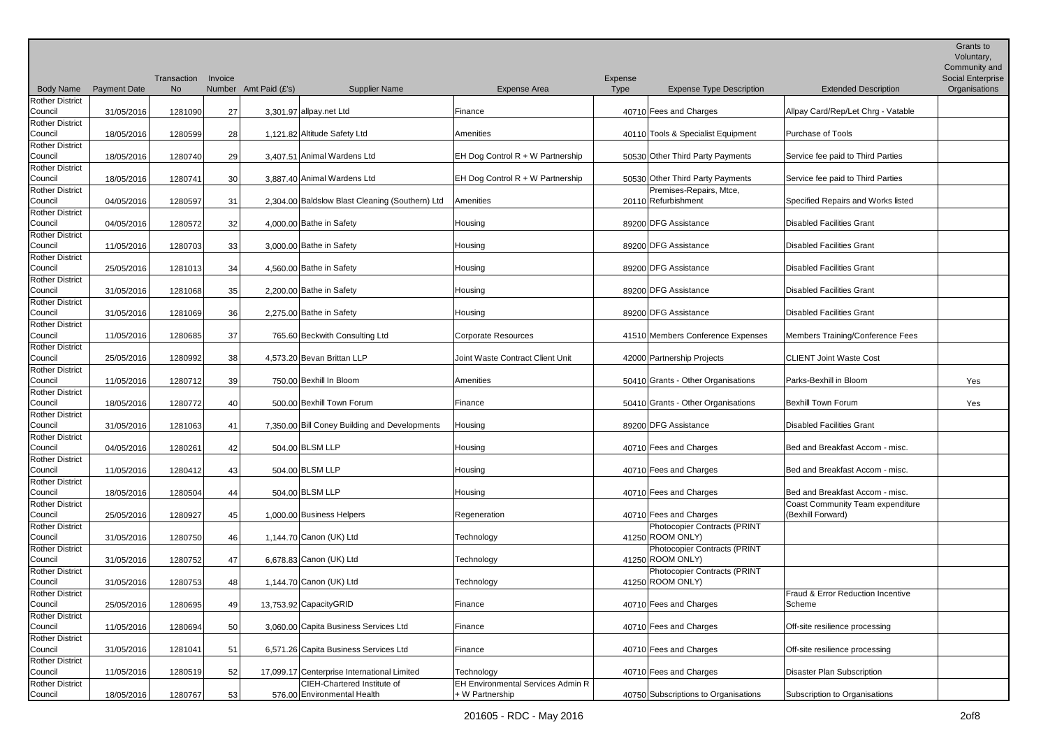| Body Name | Payment Date | Transaction No | Invoice Number | Amt Paid (£'s) | Supplier Name | Expense Area | Expense Type | Expense Type Description | Extended Description | Grants to Voluntary, Community and Social Enterprise Organisations |
|---|---|---|---|---|---|---|---|---|---|---|
| Rother District Council | 31/05/2016 | 1281090 | 27 | 3,301.97 | allpay.net Ltd | Finance | 40710 | Fees and Charges | Allpay Card/Rep/Let Chrg - Vatable | |
| Rother District Council | 18/05/2016 | 1280599 | 28 | 1,121.82 | Altitude Safety Ltd | Amenities | 40110 | Tools & Specialist Equipment | Purchase of Tools | |
| Rother District Council | 18/05/2016 | 1280740 | 29 | 3,407.51 | Animal Wardens Ltd | EH Dog Control R + W Partnership | 50530 | Other Third Party Payments | Service fee paid to Third Parties | |
| Rother District Council | 18/05/2016 | 1280741 | 30 | 3,887.40 | Animal Wardens Ltd | EH Dog Control R + W Partnership | 50530 | Other Third Party Payments | Service fee paid to Third Parties | |
| Rother District Council | 04/05/2016 | 1280597 | 31 | 2,304.00 | Baldslow Blast Cleaning (Southern) Ltd | Amenities | 20110 | Premises-Repairs, Mtce, Refurbishment | Specified Repairs and Works listed | |
| Rother District Council | 04/05/2016 | 1280572 | 32 | 4,000.00 | Bathe in Safety | Housing | 89200 | DFG Assistance | Disabled Facilities Grant | |
| Rother District Council | 11/05/2016 | 1280703 | 33 | 3,000.00 | Bathe in Safety | Housing | 89200 | DFG Assistance | Disabled Facilities Grant | |
| Rother District Council | 25/05/2016 | 1281013 | 34 | 4,560.00 | Bathe in Safety | Housing | 89200 | DFG Assistance | Disabled Facilities Grant | |
| Rother District Council | 31/05/2016 | 1281068 | 35 | 2,200.00 | Bathe in Safety | Housing | 89200 | DFG Assistance | Disabled Facilities Grant | |
| Rother District Council | 31/05/2016 | 1281069 | 36 | 2,275.00 | Bathe in Safety | Housing | 89200 | DFG Assistance | Disabled Facilities Grant | |
| Rother District Council | 11/05/2016 | 1280685 | 37 | 765.60 | Beckwith Consulting Ltd | Corporate Resources | 41510 | Members Conference Expenses | Members Training/Conference Fees | |
| Rother District Council | 25/05/2016 | 1280992 | 38 | 4,573.20 | Bevan Brittan LLP | Joint Waste Contract Client Unit | 42000 | Partnership Projects | CLIENT Joint Waste Cost | |
| Rother District Council | 11/05/2016 | 1280712 | 39 | 750.00 | Bexhill In Bloom | Amenities | 50410 | Grants - Other Organisations | Parks-Bexhill in Bloom | Yes |
| Rother District Council | 18/05/2016 | 1280772 | 40 | 500.00 | Bexhill Town Forum | Finance | 50410 | Grants - Other Organisations | Bexhill Town Forum | Yes |
| Rother District Council | 31/05/2016 | 1281063 | 41 | 7,350.00 | Bill Coney Building and Developments | Housing | 89200 | DFG Assistance | Disabled Facilities Grant | |
| Rother District Council | 04/05/2016 | 1280261 | 42 | 504.00 | BLSM LLP | Housing | 40710 | Fees and Charges | Bed and Breakfast Accom - misc. | |
| Rother District Council | 11/05/2016 | 1280412 | 43 | 504.00 | BLSM LLP | Housing | 40710 | Fees and Charges | Bed and Breakfast Accom - misc. | |
| Rother District Council | 18/05/2016 | 1280504 | 44 | 504.00 | BLSM LLP | Housing | 40710 | Fees and Charges | Bed and Breakfast Accom - misc. | |
| Rother District Council | 25/05/2016 | 1280927 | 45 | 1,000.00 | Business Helpers | Regeneration | 40710 | Fees and Charges | Coast Community Team expenditure (Bexhill Forward) | |
| Rother District Council | 31/05/2016 | 1280750 | 46 | 1,144.70 | Canon (UK) Ltd | Technology | 41250 | Photocopier Contracts (PRINT ROOM ONLY) | | |
| Rother District Council | 31/05/2016 | 1280752 | 47 | 6,678.83 | Canon (UK) Ltd | Technology | 41250 | Photocopier Contracts (PRINT ROOM ONLY) | | |
| Rother District Council | 31/05/2016 | 1280753 | 48 | 1,144.70 | Canon (UK) Ltd | Technology | 41250 | Photocopier Contracts (PRINT ROOM ONLY) | | |
| Rother District Council | 25/05/2016 | 1280695 | 49 | 13,753.92 | CapacityGRID | Finance | 40710 | Fees and Charges | Fraud & Error Reduction Incentive Scheme | |
| Rother District Council | 11/05/2016 | 1280694 | 50 | 3,060.00 | Capita Business Services Ltd | Finance | 40710 | Fees and Charges | Off-site resilience processing | |
| Rother District Council | 31/05/2016 | 1281041 | 51 | 6,571.26 | Capita Business Services Ltd | Finance | 40710 | Fees and Charges | Off-site resilience processing | |
| Rother District Council | 11/05/2016 | 1280519 | 52 | 17,099.17 | Centerprise International Limited | Technology | 40710 | Fees and Charges | Disaster Plan Subscription | |
| Rother District Council | 18/05/2016 | 1280767 | 53 | 576.00 | CIEH-Chartered Institute of Environmental Health | EH Environmental Services Admin R + W Partnership | 40750 | Subscriptions to Organisations | Subscription to Organisations | |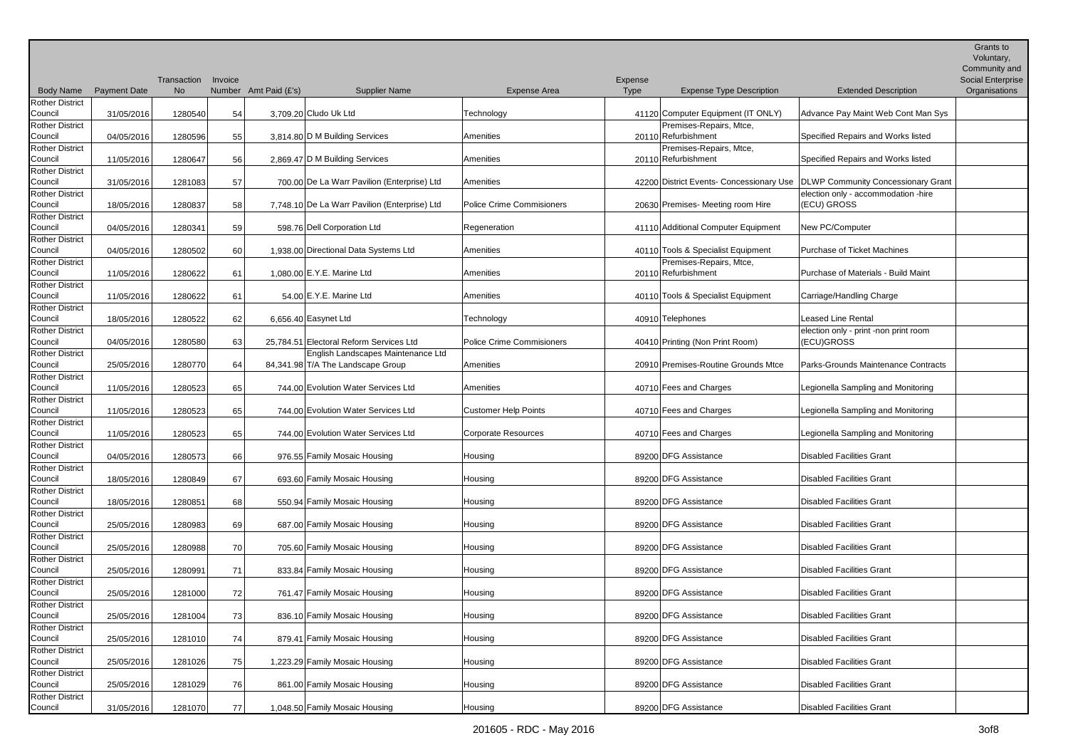| Body Name | Payment Date | Transaction No | Invoice Number | Amt Paid (£'s) | Supplier Name | Expense Area | Expense Type | Expense Type Description | Extended Description | Grants to Voluntary, Community and Social Enterprise Organisations |
|---|---|---|---|---|---|---|---|---|---|---|
| Rother District Council | 31/05/2016 | 1280540 | 54 | 3,709.20 | Cludo Uk Ltd | Technology | 41120 | Computer Equipment (IT ONLY) | Advance Pay Maint Web Cont Man Sys | |
| Rother District Council | 04/05/2016 | 1280596 | 55 | 3,814.80 | D M Building Services | Amenities | 20110 | Premises-Repairs, Mtce, Refurbishment | Specified Repairs and Works listed | |
| Rother District Council | 11/05/2016 | 1280647 | 56 | 2,869.47 | D M Building Services | Amenities | 20110 | Premises-Repairs, Mtce, Refurbishment | Specified Repairs and Works listed | |
| Rother District Council | 31/05/2016 | 1281083 | 57 | 700.00 | De La Warr Pavilion (Enterprise) Ltd | Amenities | 42200 | District Events- Concessionary Use | DLWP Community Concessionary Grant | |
| Rother District Council | 18/05/2016 | 1280837 | 58 | 7,748.10 | De La Warr Pavilion (Enterprise) Ltd | Police Crime Commisioners | 20630 | Premises- Meeting room Hire | election only - accommodation -hire (ECU) GROSS | |
| Rother District Council | 04/05/2016 | 1280341 | 59 | 598.76 | Dell Corporation Ltd | Regeneration | 41110 | Additional Computer Equipment | New PC/Computer | |
| Rother District Council | 04/05/2016 | 1280502 | 60 | 1,938.00 | Directional Data Systems Ltd | Amenities | 40110 | Tools & Specialist Equipment | Purchase of Ticket Machines | |
| Rother District Council | 11/05/2016 | 1280622 | 61 | 1,080.00 | E.Y.E. Marine Ltd | Amenities | 20110 | Premises-Repairs, Mtce, Refurbishment | Purchase of Materials - Build Maint | |
| Rother District Council | 11/05/2016 | 1280622 | 61 | 54.00 | E.Y.E. Marine Ltd | Amenities | 40110 | Tools & Specialist Equipment | Carriage/Handling Charge | |
| Rother District Council | 18/05/2016 | 1280522 | 62 | 6,656.40 | Easynet Ltd | Technology | 40910 | Telephones | Leased Line Rental | |
| Rother District Council | 04/05/2016 | 1280580 | 63 | 25,784.51 | Electoral Reform Services Ltd | Police Crime Commisioners | 40410 | Printing (Non Print Room) | election only - print -non print room (ECU)GROSS | |
| Rother District Council | 25/05/2016 | 1280770 | 64 | 84,341.98 | English Landscapes Maintenance Ltd T/A The Landscape Group | Amenities | 20910 | Premises-Routine Grounds Mtce | Parks-Grounds Maintenance Contracts | |
| Rother District Council | 11/05/2016 | 1280523 | 65 | 744.00 | Evolution Water Services Ltd | Amenities | 40710 | Fees and Charges | Legionella Sampling and Monitoring | |
| Rother District Council | 11/05/2016 | 1280523 | 65 | 744.00 | Evolution Water Services Ltd | Customer Help Points | 40710 | Fees and Charges | Legionella Sampling and Monitoring | |
| Rother District Council | 11/05/2016 | 1280523 | 65 | 744.00 | Evolution Water Services Ltd | Corporate Resources | 40710 | Fees and Charges | Legionella Sampling and Monitoring | |
| Rother District Council | 04/05/2016 | 1280573 | 66 | 976.55 | Family Mosaic Housing | Housing | 89200 | DFG Assistance | Disabled Facilities Grant | |
| Rother District Council | 18/05/2016 | 1280849 | 67 | 693.60 | Family Mosaic Housing | Housing | 89200 | DFG Assistance | Disabled Facilities Grant | |
| Rother District Council | 18/05/2016 | 1280851 | 68 | 550.94 | Family Mosaic Housing | Housing | 89200 | DFG Assistance | Disabled Facilities Grant | |
| Rother District Council | 25/05/2016 | 1280983 | 69 | 687.00 | Family Mosaic Housing | Housing | 89200 | DFG Assistance | Disabled Facilities Grant | |
| Rother District Council | 25/05/2016 | 1280988 | 70 | 705.60 | Family Mosaic Housing | Housing | 89200 | DFG Assistance | Disabled Facilities Grant | |
| Rother District Council | 25/05/2016 | 1280991 | 71 | 833.84 | Family Mosaic Housing | Housing | 89200 | DFG Assistance | Disabled Facilities Grant | |
| Rother District Council | 25/05/2016 | 1281000 | 72 | 761.47 | Family Mosaic Housing | Housing | 89200 | DFG Assistance | Disabled Facilities Grant | |
| Rother District Council | 25/05/2016 | 1281004 | 73 | 836.10 | Family Mosaic Housing | Housing | 89200 | DFG Assistance | Disabled Facilities Grant | |
| Rother District Council | 25/05/2016 | 1281010 | 74 | 879.41 | Family Mosaic Housing | Housing | 89200 | DFG Assistance | Disabled Facilities Grant | |
| Rother District Council | 25/05/2016 | 1281026 | 75 | 1,223.29 | Family Mosaic Housing | Housing | 89200 | DFG Assistance | Disabled Facilities Grant | |
| Rother District Council | 25/05/2016 | 1281029 | 76 | 861.00 | Family Mosaic Housing | Housing | 89200 | DFG Assistance | Disabled Facilities Grant | |
| Rother District Council | 31/05/2016 | 1281070 | 77 | 1,048.50 | Family Mosaic Housing | Housing | 89200 | DFG Assistance | Disabled Facilities Grant | |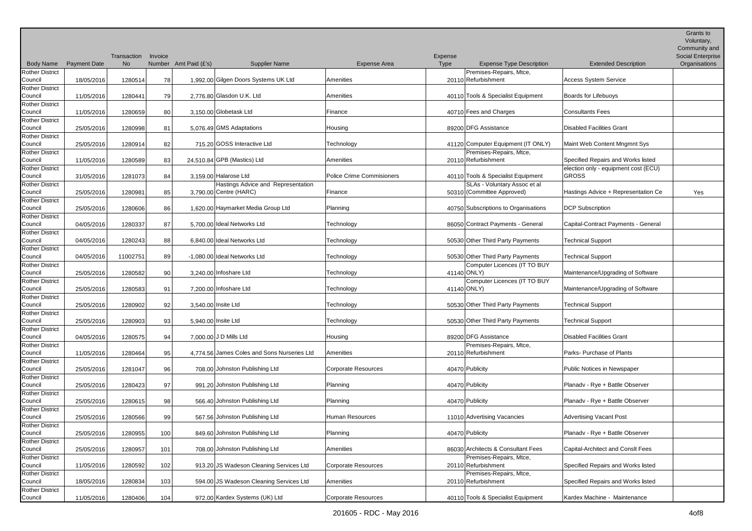| Body Name | Payment Date | Transaction No | Invoice Number | Amt Paid (£'s) | Supplier Name | Expense Area | Expense Type | Expense Type Description | Extended Description | Grants to Voluntary, Community and Social Enterprise Organisations |
|---|---|---|---|---|---|---|---|---|---|---|
| Rother District Council | 18/05/2016 | 1280514 | 78 | 1,992.00 | Gilgen Doors Systems UK Ltd | Amenities | 20110 | Premises-Repairs, Mtce, Refurbishment | Access System Service | |
| Rother District Council | 11/05/2016 | 1280441 | 79 | 2,776.80 | Glasdon U.K. Ltd | Amenities | 40110 | Tools & Specialist Equipment | Boards for Lifebuoys | |
| Rother District Council | 11/05/2016 | 1280659 | 80 | 3,150.00 | Globetask Ltd | Finance | 40710 | Fees and Charges | Consultants Fees | |
| Rother District Council | 25/05/2016 | 1280998 | 81 | 5,076.49 | GMS Adaptations | Housing | 89200 | DFG Assistance | Disabled Facilities Grant | |
| Rother District Council | 25/05/2016 | 1280914 | 82 | 715.20 | GOSS Interactive Ltd | Technology | 41120 | Computer Equipment (IT ONLY) | Maint Web Content Mngmnt Sys | |
| Rother District Council | 11/05/2016 | 1280589 | 83 | 24,510.84 | GPB (Mastics) Ltd | Amenities | 20110 | Premises-Repairs, Mtce, Refurbishment | Specified Repairs and Works listed | |
| Rother District Council | 31/05/2016 | 1281073 | 84 | 3,159.00 | Halarose Ltd | Police Crime Commisioners | 40110 | Tools & Specialist Equipment | election only - equipment cost (ECU) GROSS | |
| Rother District Council | 25/05/2016 | 1280981 | 85 | 3,790.00 | Hastings Advice and Representation Centre (HARC) | Finance | 50310 | SLAs - Voluntary Assoc et al (Committee Approved) | Hastings Advice + Representation Ce | Yes |
| Rother District Council | 25/05/2016 | 1280606 | 86 | 1,620.00 | Haymarket Media Group Ltd | Planning | 40750 | Subscriptions to Organisations | DCP Subscription | |
| Rother District Council | 04/05/2016 | 1280337 | 87 | 5,700.00 | Ideal Networks Ltd | Technology | 86050 | Contract Payments - General | Capital-Contract Payments - General | |
| Rother District Council | 04/05/2016 | 1280243 | 88 | 6,840.00 | Ideal Networks Ltd | Technology | 50530 | Other Third Party Payments | Technical Support | |
| Rother District Council | 04/05/2016 | 11002751 | 89 | -1,080.00 | Ideal Networks Ltd | Technology | 50530 | Other Third Party Payments | Technical Support | |
| Rother District Council | 25/05/2016 | 1280582 | 90 | 3,240.00 | Infoshare Ltd | Technology | 41140 | Computer Licences (IT TO BUY ONLY) | Maintenance/Upgrading of Software | |
| Rother District Council | 25/05/2016 | 1280583 | 91 | 7,200.00 | Infoshare Ltd | Technology | 41140 | Computer Licences (IT TO BUY ONLY) | Maintenance/Upgrading of Software | |
| Rother District Council | 25/05/2016 | 1280902 | 92 | 3,540.00 | Insite Ltd | Technology | 50530 | Other Third Party Payments | Technical Support | |
| Rother District Council | 25/05/2016 | 1280903 | 93 | 5,940.00 | Insite Ltd | Technology | 50530 | Other Third Party Payments | Technical Support | |
| Rother District Council | 04/05/2016 | 1280575 | 94 | 7,000.00 | J D Mills Ltd | Housing | 89200 | DFG Assistance | Disabled Facilities Grant | |
| Rother District Council | 11/05/2016 | 1280464 | 95 | 4,774.56 | James Coles and Sons Nurseries Ltd | Amenities | 20110 | Premises-Repairs, Mtce, Refurbishment | Parks- Purchase of Plants | |
| Rother District Council | 25/05/2016 | 1281047 | 96 | 708.00 | Johnston Publishing Ltd | Corporate Resources | 40470 | Publicity | Public Notices in Newspaper | |
| Rother District Council | 25/05/2016 | 1280423 | 97 | 991.20 | Johnston Publishing Ltd | Planning | 40470 | Publicity | Planadv - Rye + Battle Observer | |
| Rother District Council | 25/05/2016 | 1280615 | 98 | 566.40 | Johnston Publishing Ltd | Planning | 40470 | Publicity | Planadv - Rye + Battle Observer | |
| Rother District Council | 25/05/2016 | 1280566 | 99 | 567.56 | Johnston Publishing Ltd | Human Resources | 11010 | Advertising Vacancies | Advertising Vacant Post | |
| Rother District Council | 25/05/2016 | 1280955 | 100 | 849.60 | Johnston Publishing Ltd | Planning | 40470 | Publicity | Planadv - Rye + Battle Observer | |
| Rother District Council | 25/05/2016 | 1280957 | 101 | 708.00 | Johnston Publishing Ltd | Amenities | 86030 | Architects & Consultant Fees | Capital-Architect and Conslt Fees | |
| Rother District Council | 11/05/2016 | 1280592 | 102 | 913.20 | JS Wadeson Cleaning Services Ltd | Corporate Resources | 20110 | Premises-Repairs, Mtce, Refurbishment | Specified Repairs and Works listed | |
| Rother District Council | 18/05/2016 | 1280834 | 103 | 594.00 | JS Wadeson Cleaning Services Ltd | Amenities | 20110 | Premises-Repairs, Mtce, Refurbishment | Specified Repairs and Works listed | |
| Rother District Council | 11/05/2016 | 1280406 | 104 | 972.00 | Kardex Systems (UK) Ltd | Corporate Resources | 40110 | Tools & Specialist Equipment | Kardex Machine - Maintenance | |

201605 - RDC - May 2016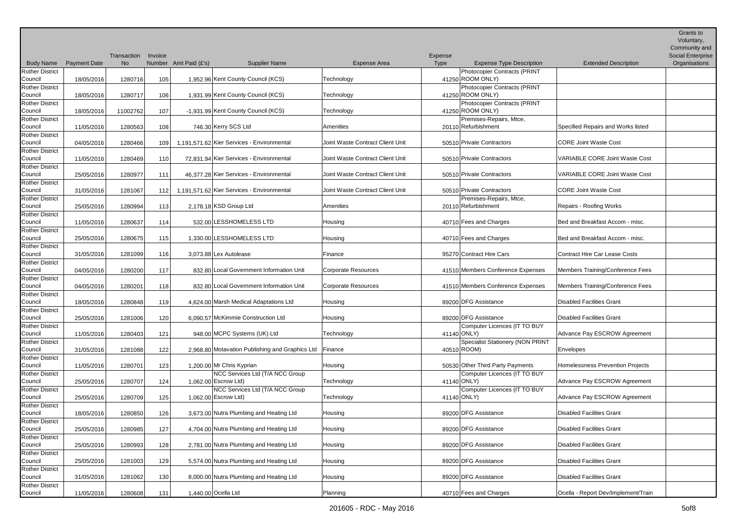| Body Name | Payment Date | Transaction No | Invoice Number | Amt Paid (£'s) | Supplier Name | Expense Area | Expense Type | Expense Type Description | Extended Description | Grants to Voluntary, Community and Social Enterprise Organisations |
|---|---|---|---|---|---|---|---|---|---|---|
| Rother District Council | 18/05/2016 | 1280716 | 105 | 1,952.96 | Kent County Council (KCS) | Technology | 41250 | Photocopier Contracts (PRINT ROOM ONLY) | | |
| Rother District Council | 18/05/2016 | 1280717 | 106 | 1,931.99 | Kent County Council (KCS) | Technology | 41250 | Photocopier Contracts (PRINT ROOM ONLY) | | |
| Rother District Council | 18/05/2016 | 11002762 | 107 | -1,931.99 | Kent County Council (KCS) | Technology | 41250 | Photocopier Contracts (PRINT ROOM ONLY) | | |
| Rother District Council | 11/05/2016 | 1280563 | 108 | 746.30 | Kerry SCS Ltd | Amenities | 20110 | Premises-Repairs, Mtce, Refurbishment | Specified Repairs and Works listed | |
| Rother District Council | 04/05/2016 | 1280466 | 109 | 1,191,571.62 | Kier Services - Environmental | Joint Waste Contract Client Unit | 50510 | Private Contractors | CORE Joint Waste Cost | |
| Rother District Council | 11/05/2016 | 1280469 | 110 | 72,831.94 | Kier Services - Environmental | Joint Waste Contract Client Unit | 50510 | Private Contractors | VARIABLE CORE Joint Waste Cost | |
| Rother District Council | 25/05/2016 | 1280977 | 111 | 46,377.28 | Kier Services - Environmental | Joint Waste Contract Client Unit | 50510 | Private Contractors | VARIABLE CORE Joint Waste Cost | |
| Rother District Council | 31/05/2016 | 1281067 | 112 | 1,191,571.62 | Kier Services - Environmental | Joint Waste Contract Client Unit | 50510 | Private Contractors | CORE Joint Waste Cost | |
| Rother District Council | 25/05/2016 | 1280994 | 113 | 2,178.18 | KSD Group Ltd | Amenities | 20110 | Premises-Repairs, Mtce, Refurbishment | Repairs - Roofing Works | |
| Rother District Council | 11/05/2016 | 1280637 | 114 | 532.00 | LESSHOMELESS LTD | Housing | 40710 | Fees and Charges | Bed and Breakfast Accom - misc. | |
| Rother District Council | 25/05/2016 | 1280675 | 115 | 1,330.00 | LESSHOMELESS LTD | Housing | 40710 | Fees and Charges | Bed and Breakfast Accom - misc. | |
| Rother District Council | 31/05/2016 | 1281099 | 116 | 3,073.88 | Lex Autolease | Finance | 95270 | Contract Hire Cars | Contract Hire Car Lease Costs | |
| Rother District Council | 04/05/2016 | 1280200 | 117 | 832.80 | Local Government Information Unit | Corporate Resources | 41510 | Members Conference Expenses | Members Training/Conference Fees | |
| Rother District Council | 04/05/2016 | 1280201 | 118 | 832.80 | Local Government Information Unit | Corporate Resources | 41510 | Members Conference Expenses | Members Training/Conference Fees | |
| Rother District Council | 18/05/2016 | 1280848 | 119 | 4,624.00 | Marsh Medical Adaptations Ltd | Housing | 89200 | DFG Assistance | Disabled Facilities Grant | |
| Rother District Council | 25/05/2016 | 1281006 | 120 | 6,090.57 | McKimmie Construction Ltd | Housing | 89200 | DFG Assistance | Disabled Facilities Grant | |
| Rother District Council | 11/05/2016 | 1280403 | 121 | 948.00 | MCPC Systems (UK) Ltd | Technology | 41140 | Computer Licences (IT TO BUY ONLY) | Advance Pay ESCROW Agreement | |
| Rother District Council | 31/05/2016 | 1281088 | 122 | 2,968.80 | Motavation Publishing and Graphics Ltd | Finance | 40510 | Specialist Stationery (NON PRINT ROOM) | Envelopes | |
| Rother District Council | 11/05/2016 | 1280701 | 123 | 1,200.00 | Mr Chris Kyprian | Housing | 50530 | Other Third Party Payments | Homelessness Prevention Projects | |
| Rother District Council | 25/05/2016 | 1280707 | 124 | 1,062.00 | NCC Services Ltd (T/A NCC Group Escrow Ltd) | Technology | 41140 | Computer Licences (IT TO BUY ONLY) | Advance Pay ESCROW Agreement | |
| Rother District Council | 25/05/2016 | 1280709 | 125 | 1,062.00 | NCC Services Ltd (T/A NCC Group Escrow Ltd) | Technology | 41140 | Computer Licences (IT TO BUY ONLY) | Advance Pay ESCROW Agreement | |
| Rother District Council | 18/05/2016 | 1280850 | 126 | 3,673.00 | Nutra Plumbing and Heating Ltd | Housing | 89200 | DFG Assistance | Disabled Facilities Grant | |
| Rother District Council | 25/05/2016 | 1280985 | 127 | 4,704.00 | Nutra Plumbing and Heating Ltd | Housing | 89200 | DFG Assistance | Disabled Facilities Grant | |
| Rother District Council | 25/05/2016 | 1280993 | 128 | 2,781.00 | Nutra Plumbing and Heating Ltd | Housing | 89200 | DFG Assistance | Disabled Facilities Grant | |
| Rother District Council | 25/05/2016 | 1281003 | 129 | 5,574.00 | Nutra Plumbing and Heating Ltd | Housing | 89200 | DFG Assistance | Disabled Facilities Grant | |
| Rother District Council | 31/05/2016 | 1281062 | 130 | 8,000.00 | Nutra Plumbing and Heating Ltd | Housing | 89200 | DFG Assistance | Disabled Facilities Grant | |
| Rother District Council | 11/05/2016 | 1280608 | 131 | 1,440.00 | Ocella Ltd | Planning | 40710 | Fees and Charges | Ocella - Report Dev/Implement/Train | |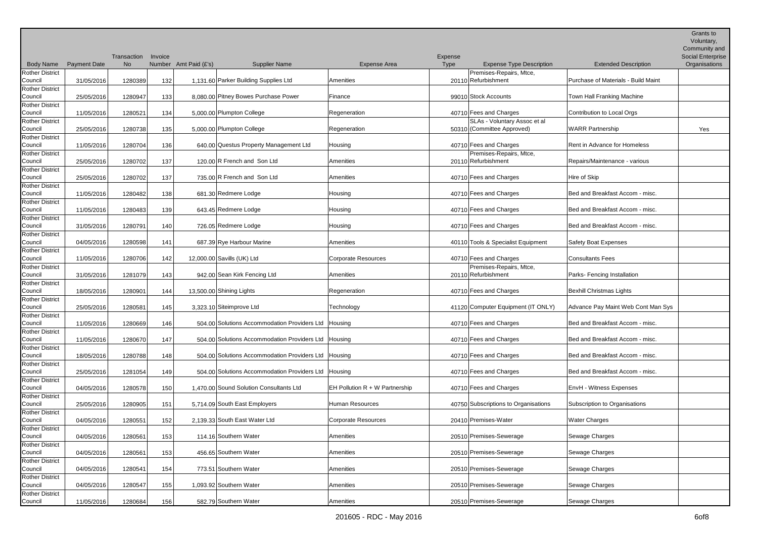| Body Name | Payment Date | Transaction No | Invoice Number | Amt Paid (£'s) | Supplier Name | Expense Area | Expense Type | Expense Type Description | Extended Description | Grants to Voluntary, Community and Social Enterprise Organisations |
|---|---|---|---|---|---|---|---|---|---|---|
| Rother District Council | 31/05/2016 | 1280389 | 132 | 1,131.60 | Parker Building Supplies Ltd | Amenities | 20110 | Premises-Repairs, Mtce, Refurbishment | Purchase of Materials - Build Maint | |
| Rother District Council | 25/05/2016 | 1280947 | 133 | 8,080.00 | Pitney Bowes Purchase Power | Finance | 99010 | Stock Accounts | Town Hall Franking Machine | |
| Rother District Council | 11/05/2016 | 1280521 | 134 | 5,000.00 | Plumpton College | Regeneration | 40710 | Fees and Charges | Contribution to Local Orgs | |
| Rother District Council | 25/05/2016 | 1280738 | 135 | 5,000.00 | Plumpton College | Regeneration | 50310 | SLAs - Voluntary Assoc et al (Committee Approved) | WARR Partnership | Yes |
| Rother District Council | 11/05/2016 | 1280704 | 136 | 640.00 | Questus Property Management Ltd | Housing | 40710 | Fees and Charges | Rent in Advance for Homeless | |
| Rother District Council | 25/05/2016 | 1280702 | 137 | 120.00 | R French and Son Ltd | Amenities | 20110 | Premises-Repairs, Mtce, Refurbishment | Repairs/Maintenance - various | |
| Rother District Council | 25/05/2016 | 1280702 | 137 | 735.00 | R French and Son Ltd | Amenities | 40710 | Fees and Charges | Hire of Skip | |
| Rother District Council | 11/05/2016 | 1280482 | 138 | 681.30 | Redmere Lodge | Housing | 40710 | Fees and Charges | Bed and Breakfast Accom - misc. | |
| Rother District Council | 11/05/2016 | 1280483 | 139 | 643.45 | Redmere Lodge | Housing | 40710 | Fees and Charges | Bed and Breakfast Accom - misc. | |
| Rother District Council | 31/05/2016 | 1280791 | 140 | 726.05 | Redmere Lodge | Housing | 40710 | Fees and Charges | Bed and Breakfast Accom - misc. | |
| Rother District Council | 04/05/2016 | 1280598 | 141 | 687.39 | Rye Harbour Marine | Amenities | 40110 | Tools & Specialist Equipment | Safety Boat Expenses | |
| Rother District Council | 11/05/2016 | 1280706 | 142 | 12,000.00 | Savills (UK) Ltd | Corporate Resources | 40710 | Fees and Charges | Consultants Fees | |
| Rother District Council | 31/05/2016 | 1281079 | 143 | 942.00 | Sean Kirk Fencing Ltd | Amenities | 20110 | Premises-Repairs, Mtce, Refurbishment | Parks- Fencing Installation | |
| Rother District Council | 18/05/2016 | 1280901 | 144 | 13,500.00 | Shining Lights | Regeneration | 40710 | Fees and Charges | Bexhill Christmas Lights | |
| Rother District Council | 25/05/2016 | 1280581 | 145 | 3,323.10 | Siteimprove Ltd | Technology | 41120 | Computer Equipment (IT ONLY) | Advance Pay Maint Web Cont Man Sys | |
| Rother District Council | 11/05/2016 | 1280669 | 146 | 504.00 | Solutions Accommodation Providers Ltd | Housing | 40710 | Fees and Charges | Bed and Breakfast Accom - misc. | |
| Rother District Council | 11/05/2016 | 1280670 | 147 | 504.00 | Solutions Accommodation Providers Ltd | Housing | 40710 | Fees and Charges | Bed and Breakfast Accom - misc. | |
| Rother District Council | 18/05/2016 | 1280788 | 148 | 504.00 | Solutions Accommodation Providers Ltd | Housing | 40710 | Fees and Charges | Bed and Breakfast Accom - misc. | |
| Rother District Council | 25/05/2016 | 1281054 | 149 | 504.00 | Solutions Accommodation Providers Ltd | Housing | 40710 | Fees and Charges | Bed and Breakfast Accom - misc. | |
| Rother District Council | 04/05/2016 | 1280578 | 150 | 1,470.00 | Sound Solution Consultants Ltd | EH Pollution R + W Partnership | 40710 | Fees and Charges | EnvH - Witness Expenses | |
| Rother District Council | 25/05/2016 | 1280905 | 151 | 5,714.09 | South East Employers | Human Resources | 40750 | Subscriptions to Organisations | Subscription to Organisations | |
| Rother District Council | 04/05/2016 | 1280551 | 152 | 2,139.33 | South East Water Ltd | Corporate Resources | 20410 | Premises-Water | Water Charges | |
| Rother District Council | 04/05/2016 | 1280561 | 153 | 114.16 | Southern Water | Amenities | 20510 | Premises-Sewerage | Sewage Charges | |
| Rother District Council | 04/05/2016 | 1280561 | 153 | 456.65 | Southern Water | Amenities | 20510 | Premises-Sewerage | Sewage Charges | |
| Rother District Council | 04/05/2016 | 1280541 | 154 | 773.51 | Southern Water | Amenities | 20510 | Premises-Sewerage | Sewage Charges | |
| Rother District Council | 04/05/2016 | 1280547 | 155 | 1,093.92 | Southern Water | Amenities | 20510 | Premises-Sewerage | Sewage Charges | |
| Rother District Council | 11/05/2016 | 1280684 | 156 | 582.79 | Southern Water | Amenities | 20510 | Premises-Sewerage | Sewage Charges | |

201605 - RDC - May 2016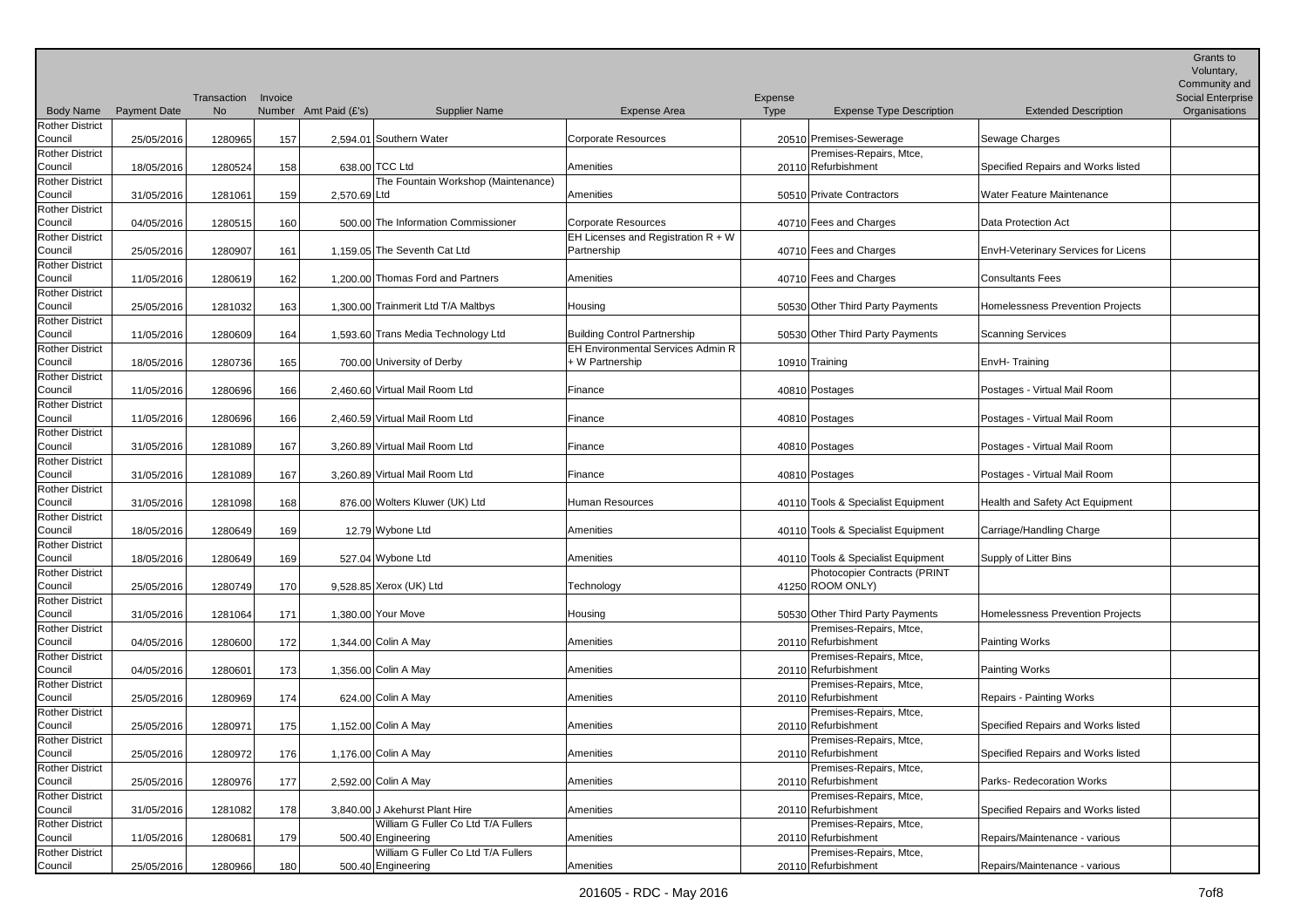| Body Name | Payment Date | Transaction No | Invoice Number | Amt Paid (£'s) | Supplier Name | Expense Area | Expense Type | Expense Type Description | Extended Description | Grants to Voluntary, Community and Social Enterprise Organisations |
|---|---|---|---|---|---|---|---|---|---|---|
| Rother District Council | 25/05/2016 | 1280965 | 157 | 2,594.01 | Southern Water | Corporate Resources | 20510 | Premises-Sewerage | Sewage Charges | |
| Rother District Council | 18/05/2016 | 1280524 | 158 | 638.00 | TCC Ltd | Amenities | 20110 | Premises-Repairs, Mtce, Refurbishment | Specified Repairs and Works listed | |
| Rother District Council | 31/05/2016 | 1281061 | 159 | 2,570.69 | The Fountain Workshop (Maintenance) Ltd | Amenities | 50510 | Private Contractors | Water Feature Maintenance | |
| Rother District Council | 04/05/2016 | 1280515 | 160 | 500.00 | The Information Commissioner | Corporate Resources | 40710 | Fees and Charges | Data Protection Act | |
| Rother District Council | 25/05/2016 | 1280907 | 161 | 1,159.05 | The Seventh Cat Ltd | EH Licenses and Registration R + W Partnership | 40710 | Fees and Charges | EnvH-Veterinary Services for Licens | |
| Rother District Council | 11/05/2016 | 1280619 | 162 | 1,200.00 | Thomas Ford and Partners | Amenities | 40710 | Fees and Charges | Consultants Fees | |
| Rother District Council | 25/05/2016 | 1281032 | 163 | 1,300.00 | Trainmerit Ltd T/A Maltbys | Housing | 50530 | Other Third Party Payments | Homelessness Prevention Projects | |
| Rother District Council | 11/05/2016 | 1280609 | 164 | 1,593.60 | Trans Media Technology Ltd | Building Control Partnership | 50530 | Other Third Party Payments | Scanning Services | |
| Rother District Council | 18/05/2016 | 1280736 | 165 | 700.00 | University of Derby | EH Environmental Services Admin R + W Partnership | 10910 | Training | EnvH- Training | |
| Rother District Council | 11/05/2016 | 1280696 | 166 | 2,460.60 | Virtual Mail Room Ltd | Finance | 40810 | Postages | Postages - Virtual Mail Room | |
| Rother District Council | 11/05/2016 | 1280696 | 166 | 2,460.59 | Virtual Mail Room Ltd | Finance | 40810 | Postages | Postages - Virtual Mail Room | |
| Rother District Council | 31/05/2016 | 1281089 | 167 | 3,260.89 | Virtual Mail Room Ltd | Finance | 40810 | Postages | Postages - Virtual Mail Room | |
| Rother District Council | 31/05/2016 | 1281089 | 167 | 3,260.89 | Virtual Mail Room Ltd | Finance | 40810 | Postages | Postages - Virtual Mail Room | |
| Rother District Council | 31/05/2016 | 1281098 | 168 | 876.00 | Wolters Kluwer (UK) Ltd | Human Resources | 40110 | Tools & Specialist Equipment | Health and Safety Act Equipment | |
| Rother District Council | 18/05/2016 | 1280649 | 169 | 12.79 | Wybone Ltd | Amenities | 40110 | Tools & Specialist Equipment | Carriage/Handling Charge | |
| Rother District Council | 18/05/2016 | 1280649 | 169 | 527.04 | Wybone Ltd | Amenities | 40110 | Tools & Specialist Equipment | Supply of Litter Bins | |
| Rother District Council | 25/05/2016 | 1280749 | 170 | 9,528.85 | Xerox (UK) Ltd | Technology | 41250 | Photocopier Contracts (PRINT ROOM ONLY) | | |
| Rother District Council | 31/05/2016 | 1281064 | 171 | 1,380.00 | Your Move | Housing | 50530 | Other Third Party Payments | Homelessness Prevention Projects | |
| Rother District Council | 04/05/2016 | 1280600 | 172 | 1,344.00 | Colin A May | Amenities | 20110 | Premises-Repairs, Mtce, Refurbishment | Painting Works | |
| Rother District Council | 04/05/2016 | 1280601 | 173 | 1,356.00 | Colin A May | Amenities | 20110 | Premises-Repairs, Mtce, Refurbishment | Painting Works | |
| Rother District Council | 25/05/2016 | 1280969 | 174 | 624.00 | Colin A May | Amenities | 20110 | Premises-Repairs, Mtce, Refurbishment | Repairs - Painting Works | |
| Rother District Council | 25/05/2016 | 1280971 | 175 | 1,152.00 | Colin A May | Amenities | 20110 | Premises-Repairs, Mtce, Refurbishment | Specified Repairs and Works listed | |
| Rother District Council | 25/05/2016 | 1280972 | 176 | 1,176.00 | Colin A May | Amenities | 20110 | Premises-Repairs, Mtce, Refurbishment | Specified Repairs and Works listed | |
| Rother District Council | 25/05/2016 | 1280976 | 177 | 2,592.00 | Colin A May | Amenities | 20110 | Premises-Repairs, Mtce, Refurbishment | Parks- Redecoration Works | |
| Rother District Council | 31/05/2016 | 1281082 | 178 | 3,840.00 | J Akehurst Plant Hire | Amenities | 20110 | Premises-Repairs, Mtce, Refurbishment | Specified Repairs and Works listed | |
| Rother District Council | 11/05/2016 | 1280681 | 179 | 500.40 | William G Fuller Co Ltd T/A Fullers Engineering | Amenities | 20110 | Premises-Repairs, Mtce, Refurbishment | Repairs/Maintenance - various | |
| Rother District Council | 25/05/2016 | 1280966 | 180 | 500.40 | William G Fuller Co Ltd T/A Fullers Engineering | Amenities | 20110 | Premises-Repairs, Mtce, Refurbishment | Repairs/Maintenance - various | |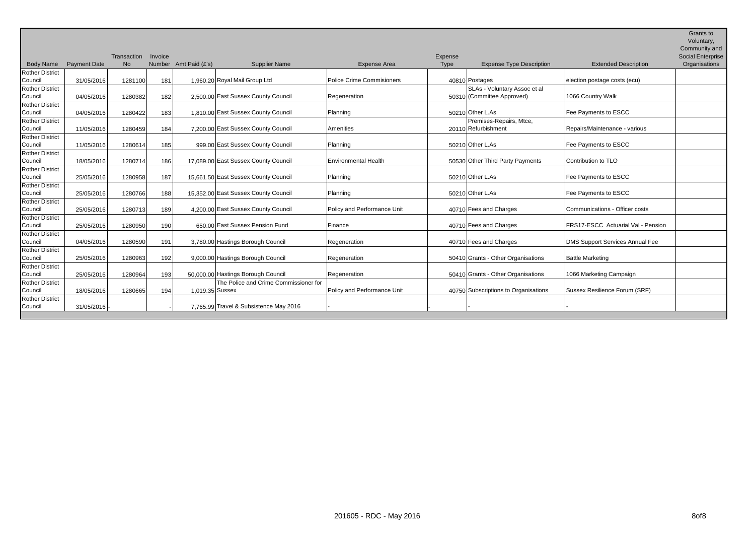| Body Name | Payment Date | Transaction No | Invoice Number | Amt Paid (£'s) | Supplier Name | Expense Area | Expense Type | Expense Type Description | Extended Description | Grants to Voluntary, Community and Social Enterprise Organisations |
|---|---|---|---|---|---|---|---|---|---|---|
| Rother District Council | 31/05/2016 | 1281100 | 181 | 1,960.20 | Royal Mail Group Ltd | Police Crime Commisioners | 40810 | Postages | election postage costs (ecu) | |
| Rother District Council | 04/05/2016 | 1280382 | 182 | 2,500.00 | East Sussex County Council | Regeneration | 50310 | SLAs - Voluntary Assoc et al (Committee Approved) | 1066 Country Walk | |
| Rother District Council | 04/05/2016 | 1280422 | 183 | 1,810.00 | East Sussex County Council | Planning | 50210 | Other L.As | Fee Payments to ESCC | |
| Rother District Council | 11/05/2016 | 1280459 | 184 | 7,200.00 | East Sussex County Council | Amenities | 20110 | Premises-Repairs, Mtce, Refurbishment | Repairs/Maintenance - various | |
| Rother District Council | 11/05/2016 | 1280614 | 185 | 999.00 | East Sussex County Council | Planning | 50210 | Other L.As | Fee Payments to ESCC | |
| Rother District Council | 18/05/2016 | 1280714 | 186 | 17,089.00 | East Sussex County Council | Environmental Health | 50530 | Other Third Party Payments | Contribution to TLO | |
| Rother District Council | 25/05/2016 | 1280958 | 187 | 15,661.50 | East Sussex County Council | Planning | 50210 | Other L.As | Fee Payments to ESCC | |
| Rother District Council | 25/05/2016 | 1280766 | 188 | 15,352.00 | East Sussex County Council | Planning | 50210 | Other L.As | Fee Payments to ESCC | |
| Rother District Council | 25/05/2016 | 1280713 | 189 | 4,200.00 | East Sussex County Council | Policy and Performance Unit | 40710 | Fees and Charges | Communications - Officer costs | |
| Rother District Council | 25/05/2016 | 1280950 | 190 | 650.00 | East Sussex Pension Fund | Finance | 40710 | Fees and Charges | FRS17-ESCC Actuarial Val - Pension | |
| Rother District Council | 04/05/2016 | 1280590 | 191 | 3,780.00 | Hastings Borough Council | Regeneration | 40710 | Fees and Charges | DMS Support Services Annual Fee | |
| Rother District Council | 25/05/2016 | 1280963 | 192 | 9,000.00 | Hastings Borough Council | Regeneration | 50410 | Grants - Other Organisations | Battle Marketing | |
| Rother District Council | 25/05/2016 | 1280964 | 193 | 50,000.00 | Hastings Borough Council | Regeneration | 50410 | Grants - Other Organisations | 1066 Marketing Campaign | |
| Rother District Council | 18/05/2016 | 1280665 | 194 | 1,019.35 | The Police and Crime Commissioner for Sussex | Policy and Performance Unit | 40750 | Subscriptions to Organisations | Sussex Resilience Forum (SRF) | |
| Rother District Council | 31/05/2016 | - | - | 7,765.99 | Travel & Subsistence May 2016 | - | - | - | - | |

201605 - RDC - May 2016